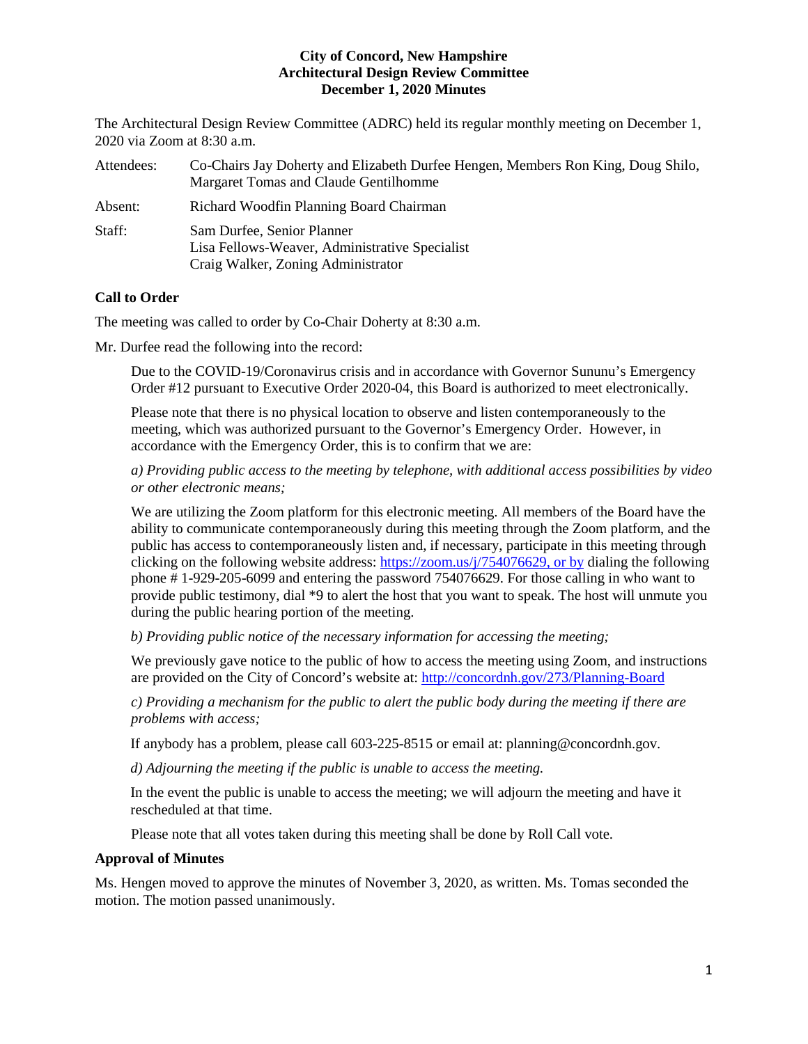# City of Concord, New Hampshire
## Architectural Design Review Committee
## December 1, 2020 Minutes

The Architectural Design Review Committee (ADRC) held its regular monthly meeting on December 1, 2020 via Zoom at 8:30 a.m.

| | |
|---|---|
| Attendees: | Co-Chairs Jay Doherty and Elizabeth Durfee Hengen, Members Ron King, Doug Shilo, Margaret Tomas and Claude Gentilhomme |
| Absent: | Richard Woodfin Planning Board Chairman |
| Staff: | Sam Durfee, Senior Planner<br>Lisa Fellows-Weaver, Administrative Specialist<br>Craig Walker, Zoning Administrator |

### Call to Order

The meeting was called to order by Co-Chair Doherty at 8:30 a.m.

Mr. Durfee read the following into the record:

> Due to the COVID-19/Coronavirus crisis and in accordance with Governor Sununu's Emergency Order #12 pursuant to Executive Order 2020-04, this Board is authorized to meet electronically.
>
> Please note that there is no physical location to observe and listen contemporaneously to the meeting, which was authorized pursuant to the Governor's Emergency Order. However, in accordance with the Emergency Order, this is to confirm that we are:
>
> *a) Providing public access to the meeting by telephone, with additional access possibilities by video or other electronic means;*
>
> We are utilizing the Zoom platform for this electronic meeting. All members of the Board have the ability to communicate contemporaneously during this meeting through the Zoom platform, and the public has access to contemporaneously listen and, if necessary, participate in this meeting through clicking on the following website address: https://zoom.us/j/754076629, or by dialing the following phone # 1-929-205-6099 and entering the password 754076629. For those calling in who want to provide public testimony, dial *9 to alert the host that you want to speak. The host will unmute you during the public hearing portion of the meeting.
>
> *b) Providing public notice of the necessary information for accessing the meeting;*
>
> We previously gave notice to the public of how to access the meeting using Zoom, and instructions are provided on the City of Concord's website at: http://concordnh.gov/273/Planning-Board
>
> *c) Providing a mechanism for the public to alert the public body during the meeting if there are problems with access;*
>
> If anybody has a problem, please call 603-225-8515 or email at: planning@concordnh.gov.
>
> *d) Adjourning the meeting if the public is unable to access the meeting.*
>
> In the event the public is unable to access the meeting; we will adjourn the meeting and have it rescheduled at that time.
>
> Please note that all votes taken during this meeting shall be done by Roll Call vote.

### Approval of Minutes

Ms. Hengen moved to approve the minutes of November 3, 2020, as written. Ms. Tomas seconded the motion. The motion passed unanimously.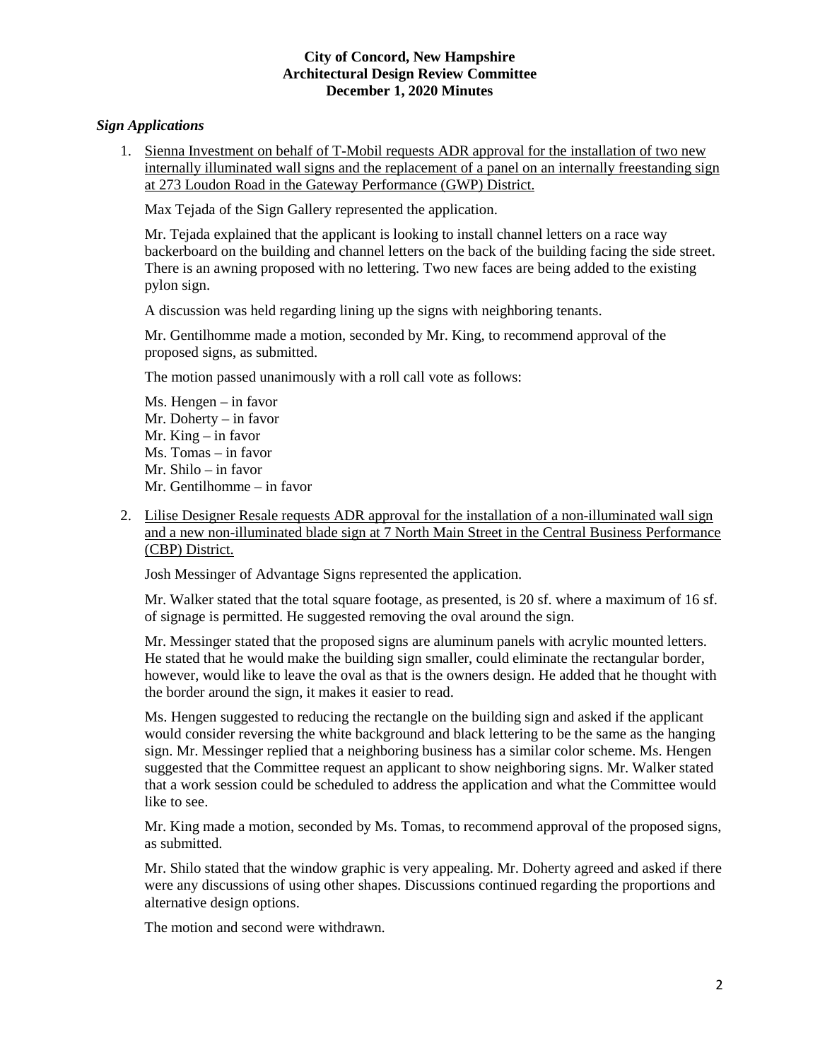**City of Concord, New Hampshire**
**Architectural Design Review Committee**
**December 1, 2020 Minutes**

### *Sign Applications*

1. Sienna Investment on behalf of T-Mobil requests ADR approval for the installation of two new internally illuminated wall signs and the replacement of a panel on an internally freestanding sign at 273 Loudon Road in the Gateway Performance (GWP) District.

   Max Tejada of the Sign Gallery represented the application.

   Mr. Tejada explained that the applicant is looking to install channel letters on a race way backerboard on the building and channel letters on the back of the building facing the side street. There is an awning proposed with no lettering. Two new faces are being added to the existing pylon sign.

   A discussion was held regarding lining up the signs with neighboring tenants.

   Mr. Gentilhomme made a motion, seconded by Mr. King, to recommend approval of the proposed signs, as submitted.

   The motion passed unanimously with a roll call vote as follows:

   Ms. Hengen – in favor
   Mr. Doherty – in favor
   Mr. King – in favor
   Ms. Tomas – in favor
   Mr. Shilo – in favor
   Mr. Gentilhomme – in favor

2. Lilise Designer Resale requests ADR approval for the installation of a non-illuminated wall sign and a new non-illuminated blade sign at 7 North Main Street in the Central Business Performance (CBP) District.

   Josh Messinger of Advantage Signs represented the application.

   Mr. Walker stated that the total square footage, as presented, is 20 sf. where a maximum of 16 sf. of signage is permitted. He suggested removing the oval around the sign.

   Mr. Messinger stated that the proposed signs are aluminum panels with acrylic mounted letters. He stated that he would make the building sign smaller, could eliminate the rectangular border, however, would like to leave the oval as that is the owners design. He added that he thought with the border around the sign, it makes it easier to read.

   Ms. Hengen suggested to reducing the rectangle on the building sign and asked if the applicant would consider reversing the white background and black lettering to be the same as the hanging sign. Mr. Messinger replied that a neighboring business has a similar color scheme. Ms. Hengen suggested that the Committee request an applicant to show neighboring signs. Mr. Walker stated that a work session could be scheduled to address the application and what the Committee would like to see.

   Mr. King made a motion, seconded by Ms. Tomas, to recommend approval of the proposed signs, as submitted.

   Mr. Shilo stated that the window graphic is very appealing. Mr. Doherty agreed and asked if there were any discussions of using other shapes. Discussions continued regarding the proportions and alternative design options.

   The motion and second were withdrawn.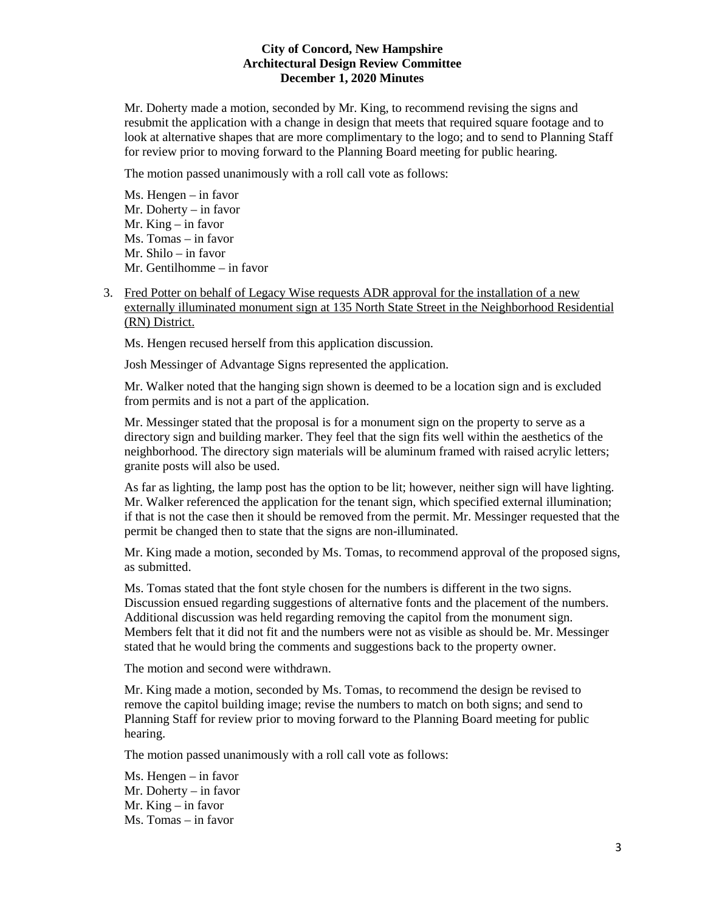Mr. Doherty made a motion, seconded by Mr. King, to recommend revising the signs and resubmit the application with a change in design that meets that required square footage and to look at alternative shapes that are more complimentary to the logo; and to send to Planning Staff for review prior to moving forward to the Planning Board meeting for public hearing.

The motion passed unanimously with a roll call vote as follows:

Ms. Hengen – in favor
Mr. Doherty – in favor
Mr. King – in favor
Ms. Tomas – in favor
Mr. Shilo – in favor
Mr. Gentilhomme – in favor

3. Fred Potter on behalf of Legacy Wise requests ADR approval for the installation of a new externally illuminated monument sign at 135 North State Street in the Neighborhood Residential (RN) District.

Ms. Hengen recused herself from this application discussion.

Josh Messinger of Advantage Signs represented the application.

Mr. Walker noted that the hanging sign shown is deemed to be a location sign and is excluded from permits and is not a part of the application.

Mr. Messinger stated that the proposal is for a monument sign on the property to serve as a directory sign and building marker. They feel that the sign fits well within the aesthetics of the neighborhood. The directory sign materials will be aluminum framed with raised acrylic letters; granite posts will also be used.

As far as lighting, the lamp post has the option to be lit; however, neither sign will have lighting. Mr. Walker referenced the application for the tenant sign, which specified external illumination; if that is not the case then it should be removed from the permit. Mr. Messinger requested that the permit be changed then to state that the signs are non-illuminated.

Mr. King made a motion, seconded by Ms. Tomas, to recommend approval of the proposed signs, as submitted.

Ms. Tomas stated that the font style chosen for the numbers is different in the two signs. Discussion ensued regarding suggestions of alternative fonts and the placement of the numbers. Additional discussion was held regarding removing the capitol from the monument sign. Members felt that it did not fit and the numbers were not as visible as should be. Mr. Messinger stated that he would bring the comments and suggestions back to the property owner.

The motion and second were withdrawn.

Mr. King made a motion, seconded by Ms. Tomas, to recommend the design be revised to remove the capitol building image; revise the numbers to match on both signs; and send to Planning Staff for review prior to moving forward to the Planning Board meeting for public hearing.

The motion passed unanimously with a roll call vote as follows:

Ms. Hengen – in favor
Mr. Doherty – in favor
Mr. King – in favor
Ms. Tomas – in favor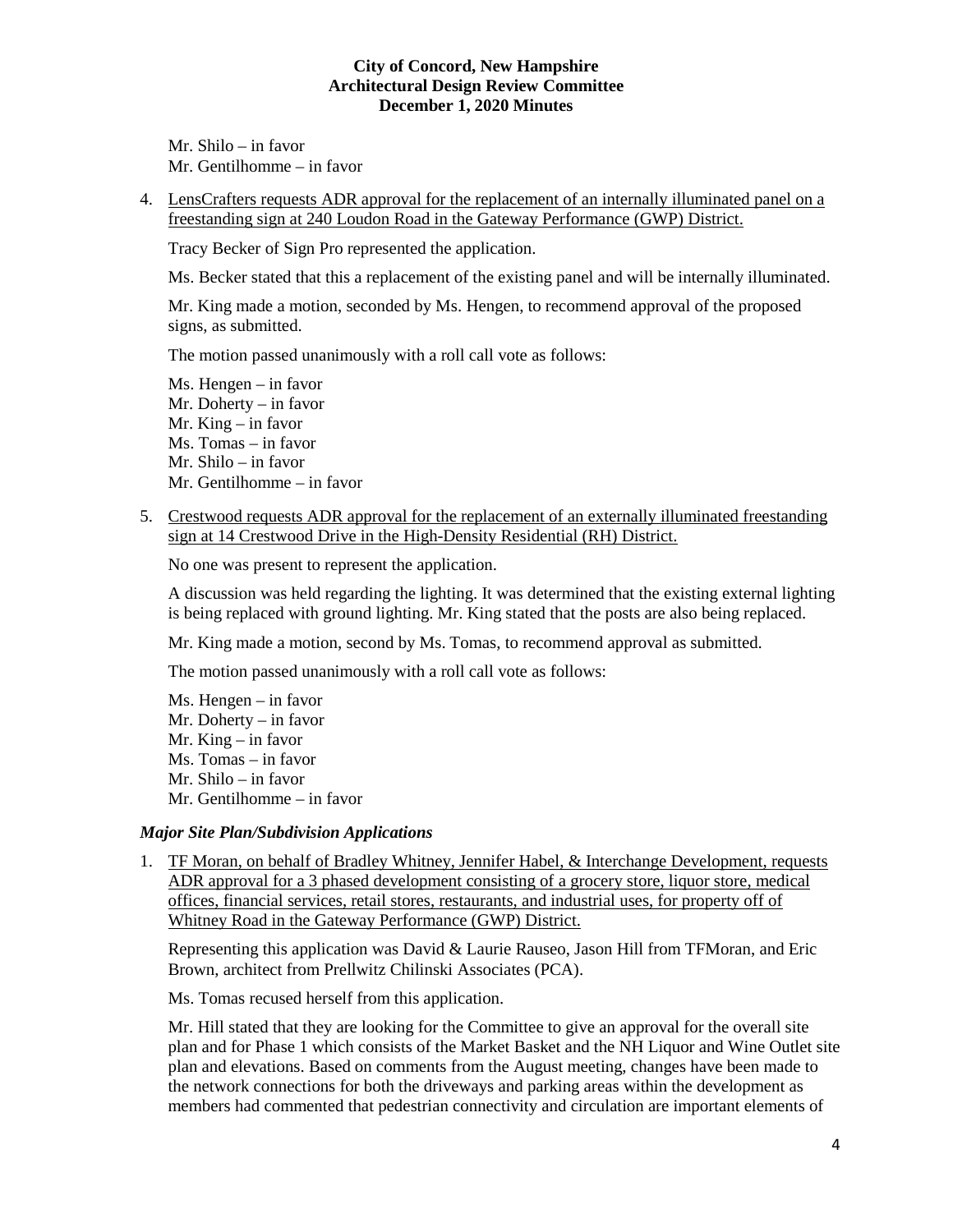Mr. Shilo – in favor
Mr. Gentilhomme – in favor

4. LensCrafters requests ADR approval for the replacement of an internally illuminated panel on a freestanding sign at 240 Loudon Road in the Gateway Performance (GWP) District.

   Tracy Becker of Sign Pro represented the application.

   Ms. Becker stated that this a replacement of the existing panel and will be internally illuminated.

   Mr. King made a motion, seconded by Ms. Hengen, to recommend approval of the proposed signs, as submitted.

   The motion passed unanimously with a roll call vote as follows:

   Ms. Hengen – in favor
   Mr. Doherty – in favor
   Mr. King – in favor
   Ms. Tomas – in favor
   Mr. Shilo – in favor
   Mr. Gentilhomme – in favor

5. Crestwood requests ADR approval for the replacement of an externally illuminated freestanding sign at 14 Crestwood Drive in the High-Density Residential (RH) District.

   No one was present to represent the application.

   A discussion was held regarding the lighting. It was determined that the existing external lighting is being replaced with ground lighting. Mr. King stated that the posts are also being replaced.

   Mr. King made a motion, second by Ms. Tomas, to recommend approval as submitted.

   The motion passed unanimously with a roll call vote as follows:

   Ms. Hengen – in favor
   Mr. Doherty – in favor
   Mr. King – in favor
   Ms. Tomas – in favor
   Mr. Shilo – in favor
   Mr. Gentilhomme – in favor

### *Major Site Plan/Subdivision Applications*

1. TF Moran, on behalf of Bradley Whitney, Jennifer Habel, & Interchange Development, requests ADR approval for a 3 phased development consisting of a grocery store, liquor store, medical offices, financial services, retail stores, restaurants, and industrial uses, for property off of Whitney Road in the Gateway Performance (GWP) District.

   Representing this application was David & Laurie Rauseo, Jason Hill from TFMoran, and Eric Brown, architect from Prellwitz Chilinski Associates (PCA).

   Ms. Tomas recused herself from this application.

   Mr. Hill stated that they are looking for the Committee to give an approval for the overall site plan and for Phase 1 which consists of the Market Basket and the NH Liquor and Wine Outlet site plan and elevations. Based on comments from the August meeting, changes have been made to the network connections for both the driveways and parking areas within the development as members had commented that pedestrian connectivity and circulation are important elements of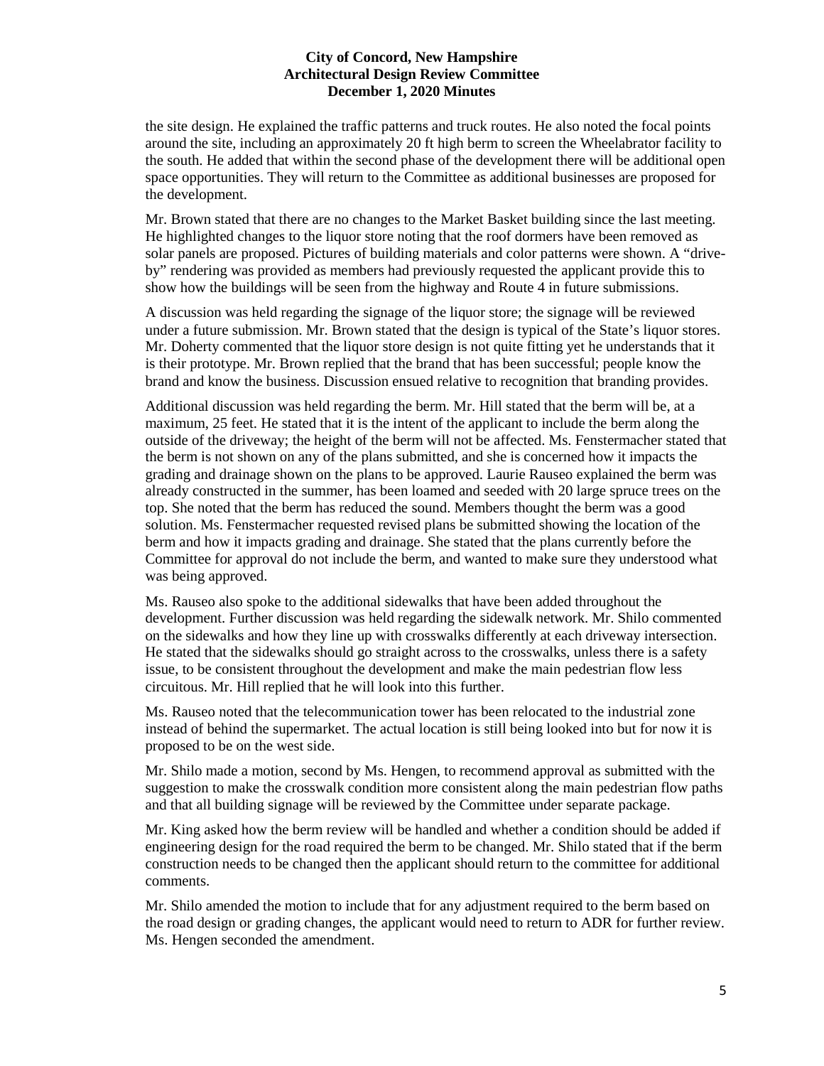the site design. He explained the traffic patterns and truck routes. He also noted the focal points around the site, including an approximately 20 ft high berm to screen the Wheelabrator facility to the south. He added that within the second phase of the development there will be additional open space opportunities. They will return to the Committee as additional businesses are proposed for the development.

Mr. Brown stated that there are no changes to the Market Basket building since the last meeting. He highlighted changes to the liquor store noting that the roof dormers have been removed as solar panels are proposed. Pictures of building materials and color patterns were shown. A "drive-by" rendering was provided as members had previously requested the applicant provide this to show how the buildings will be seen from the highway and Route 4 in future submissions.

A discussion was held regarding the signage of the liquor store; the signage will be reviewed under a future submission. Mr. Brown stated that the design is typical of the State's liquor stores. Mr. Doherty commented that the liquor store design is not quite fitting yet he understands that it is their prototype. Mr. Brown replied that the brand that has been successful; people know the brand and know the business. Discussion ensued relative to recognition that branding provides.

Additional discussion was held regarding the berm. Mr. Hill stated that the berm will be, at a maximum, 25 feet. He stated that it is the intent of the applicant to include the berm along the outside of the driveway; the height of the berm will not be affected. Ms. Fenstermacher stated that the berm is not shown on any of the plans submitted, and she is concerned how it impacts the grading and drainage shown on the plans to be approved. Laurie Rauseo explained the berm was already constructed in the summer, has been loamed and seeded with 20 large spruce trees on the top. She noted that the berm has reduced the sound. Members thought the berm was a good solution. Ms. Fenstermacher requested revised plans be submitted showing the location of the berm and how it impacts grading and drainage. She stated that the plans currently before the Committee for approval do not include the berm, and wanted to make sure they understood what was being approved.

Ms. Rauseo also spoke to the additional sidewalks that have been added throughout the development. Further discussion was held regarding the sidewalk network. Mr. Shilo commented on the sidewalks and how they line up with crosswalks differently at each driveway intersection. He stated that the sidewalks should go straight across to the crosswalks, unless there is a safety issue, to be consistent throughout the development and make the main pedestrian flow less circuitous. Mr. Hill replied that he will look into this further.

Ms. Rauseo noted that the telecommunication tower has been relocated to the industrial zone instead of behind the supermarket. The actual location is still being looked into but for now it is proposed to be on the west side.

Mr. Shilo made a motion, second by Ms. Hengen, to recommend approval as submitted with the suggestion to make the crosswalk condition more consistent along the main pedestrian flow paths and that all building signage will be reviewed by the Committee under separate package.

Mr. King asked how the berm review will be handled and whether a condition should be added if engineering design for the road required the berm to be changed. Mr. Shilo stated that if the berm construction needs to be changed then the applicant should return to the committee for additional comments.

Mr. Shilo amended the motion to include that for any adjustment required to the berm based on the road design or grading changes, the applicant would need to return to ADR for further review. Ms. Hengen seconded the amendment.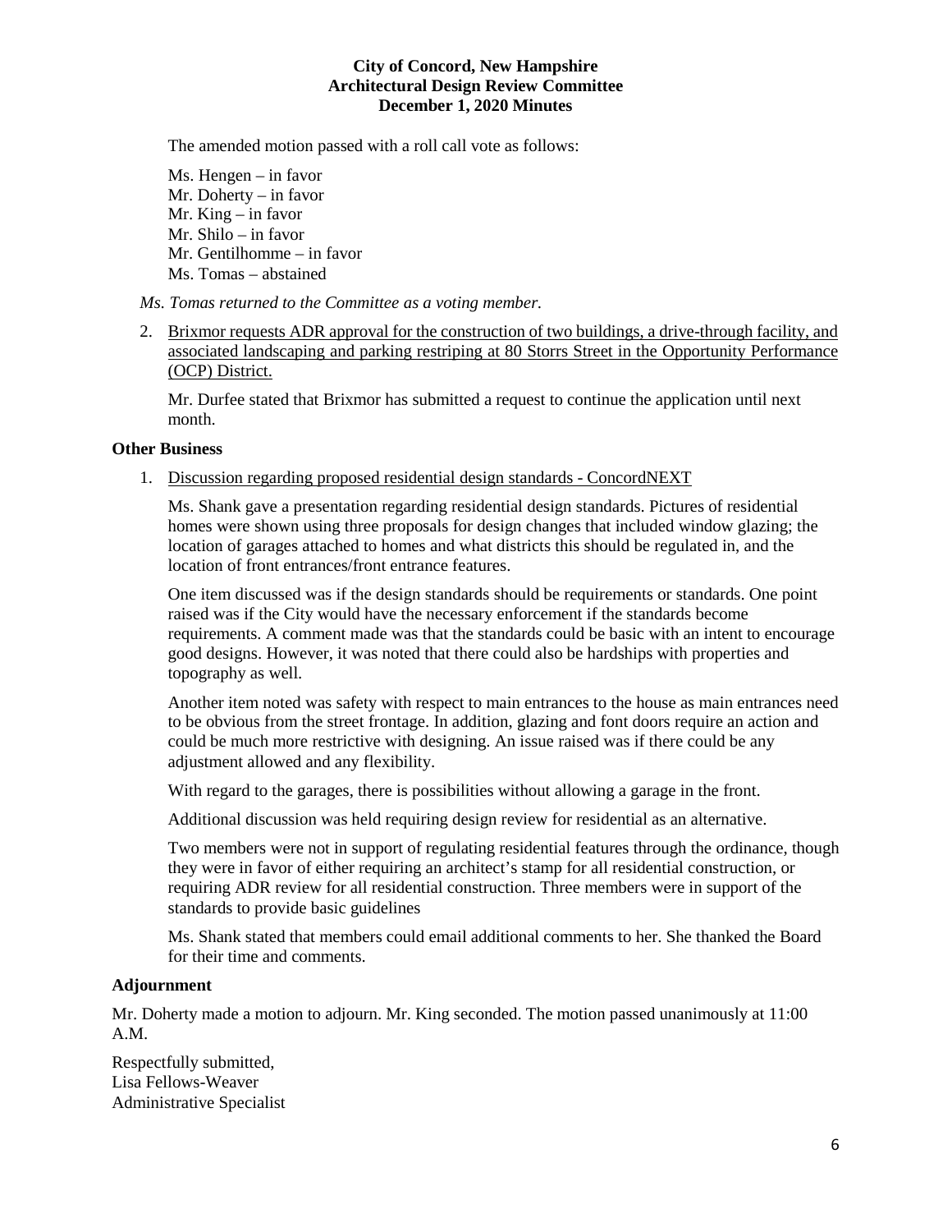The amended motion passed with a roll call vote as follows:

Ms. Hengen – in favor
Mr. Doherty – in favor
Mr. King – in favor
Mr. Shilo – in favor
Mr. Gentilhomme – in favor
Ms. Tomas – abstained

*Ms. Tomas returned to the Committee as a voting member.*

2. Brixmor requests ADR approval for the construction of two buildings, a drive-through facility, and associated landscaping and parking restriping at 80 Storrs Street in the Opportunity Performance (OCP) District.

   Mr. Durfee stated that Brixmor has submitted a request to continue the application until next month.

**Other Business**

1. Discussion regarding proposed residential design standards - ConcordNEXT

   Ms. Shank gave a presentation regarding residential design standards. Pictures of residential homes were shown using three proposals for design changes that included window glazing; the location of garages attached to homes and what districts this should be regulated in, and the location of front entrances/front entrance features.

   One item discussed was if the design standards should be requirements or standards. One point raised was if the City would have the necessary enforcement if the standards become requirements. A comment made was that the standards could be basic with an intent to encourage good designs. However, it was noted that there could also be hardships with properties and topography as well.

   Another item noted was safety with respect to main entrances to the house as main entrances need to be obvious from the street frontage. In addition, glazing and font doors require an action and could be much more restrictive with designing. An issue raised was if there could be any adjustment allowed and any flexibility.

   With regard to the garages, there is possibilities without allowing a garage in the front.

   Additional discussion was held requiring design review for residential as an alternative.

   Two members were not in support of regulating residential features through the ordinance, though they were in favor of either requiring an architect's stamp for all residential construction, or requiring ADR review for all residential construction. Three members were in support of the standards to provide basic guidelines

   Ms. Shank stated that members could email additional comments to her. She thanked the Board for their time and comments.

**Adjournment**

Mr. Doherty made a motion to adjourn. Mr. King seconded. The motion passed unanimously at 11:00 A.M.

Respectfully submitted,
Lisa Fellows-Weaver
Administrative Specialist